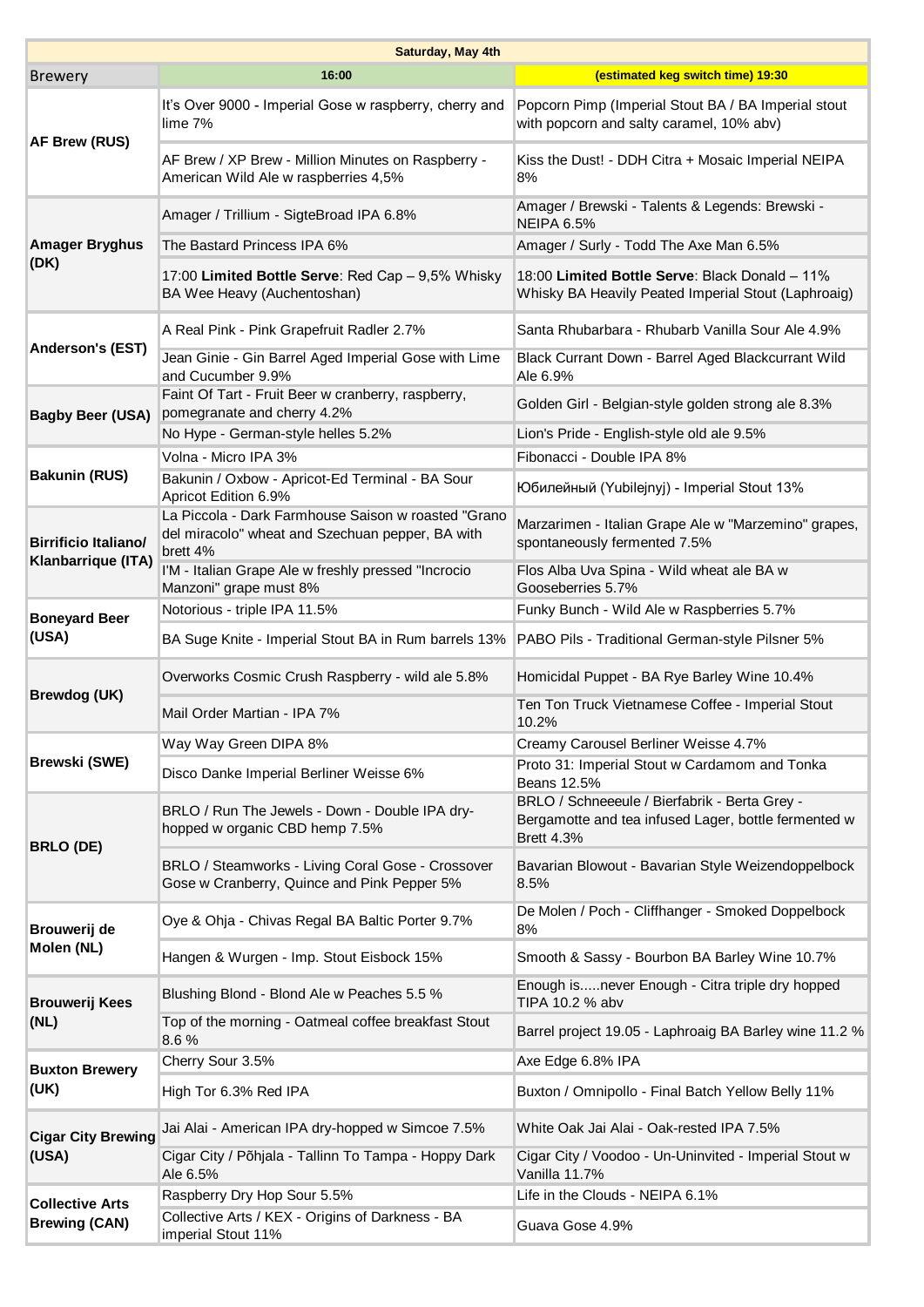| Saturday, May 4th | | |
|---|---|---|
| Brewery | 16:00 | (estimated keg switch time) 19:30 |
| AF Brew (RUS) | It's Over 9000 - Imperial Gose w raspberry, cherry and lime 7% | Popcorn Pimp (Imperial Stout BA / BA Imperial stout with popcorn and salty caramel, 10% abv) |
| | AF Brew / XP Brew - Million Minutes on Raspberry - American Wild Ale w raspberries 4,5% | Kiss the Dust! - DDH Citra + Mosaic Imperial NEIPA 8% |
| Amager Bryghus (DK) | Amager / Trillium - SigteBroad IPA 6.8% | Amager / Brewski - Talents & Legends: Brewski - NEIPA 6.5% |
| | The Bastard Princess IPA 6% | Amager / Surly - Todd The Axe Man 6.5% |
| | 17:00 **Limited Bottle Serve**: Red Cap – 9,5% Whisky BA Wee Heavy (Auchentoshan) | 18:00 **Limited Bottle Serve**: Black Donald – 11% Whisky BA Heavily Peated Imperial Stout (Laphroaig) |
| Anderson's (EST) | A Real Pink - Pink Grapefruit Radler 2.7% | Santa Rhubarbara - Rhubarb Vanilla Sour Ale 4.9% |
| | Jean Ginie - Gin Barrel Aged Imperial Gose with Lime and Cucumber 9.9% | Black Currant Down - Barrel Aged Blackcurrant Wild Ale 6.9% |
| Bagby Beer (USA) | Faint Of Tart - Fruit Beer w cranberry, raspberry, pomegranate and cherry 4.2% | Golden Girl - Belgian-style golden strong ale 8.3% |
| | No Hype - German-style helles 5.2% | Lion's Pride - English-style old ale 9.5% |
| Bakunin (RUS) | Volna - Micro IPA 3% | Fibonacci - Double IPA 8% |
| | Bakunin / Oxbow - Apricot-Ed Terminal - BA Sour Apricot Edition 6.9% | Юбилейный (Yubilejnyj) - Imperial Stout 13% |
| Birrificio Italiano/ Klanbarrique (ITA) | La Piccola - Dark Farmhouse Saison w roasted "Grano del miracolo" wheat and Szechuan pepper, BA with brett 4% | Marzarimen - Italian Grape Ale w "Marzemino" grapes, spontaneously fermented 7.5% |
| | I'M - Italian Grape Ale w freshly pressed "Incrocio Manzoni" grape must 8% | Flos Alba Uva Spina - Wild wheat ale BA w Gooseberries 5.7% |
| Boneyard Beer (USA) | Notorious - triple IPA 11.5% | Funky Bunch - Wild Ale w Raspberries 5.7% |
| | BA Suge Knite - Imperial Stout BA in Rum barrels 13% | PABO Pils - Traditional German-style Pilsner 5% |
| Brewdog (UK) | Overworks Cosmic Crush Raspberry - wild ale 5.8% | Homicidal Puppet - BA Rye Barley Wine 10.4% |
| | Mail Order Martian - IPA 7% | Ten Ton Truck Vietnamese Coffee - Imperial Stout 10.2% |
| Brewski (SWE) | Way Way Green DIPA 8% | Creamy Carousel Berliner Weisse 4.7% |
| | Disco Danke Imperial Berliner Weisse 6% | Proto 31: Imperial Stout w Cardamom and Tonka Beans 12.5% |
| BRLO (DE) | BRLO / Run The Jewels - Down - Double IPA dry-hopped w organic CBD hemp 7.5% | BRLO / Schneeeule / Bierfabrik - Berta Grey - Bergamotte and tea infused Lager, bottle fermented w Brett 4.3% |
| | BRLO / Steamworks - Living Coral Gose - Crossover Gose w Cranberry, Quince and Pink Pepper 5% | Bavarian Blowout - Bavarian Style Weizendoppelbock 8.5% |
| Brouwerij de Molen (NL) | Oye & Ohja - Chivas Regal BA Baltic Porter 9.7% | De Molen / Poch - Cliffhanger - Smoked Doppelbock 8% |
| | Hangen & Wurgen - Imp. Stout Eisbock 15% | Smooth & Sassy - Bourbon BA Barley Wine 10.7% |
| Brouwerij Kees (NL) | Blushing Blond - Blond Ale w Peaches 5.5 % | Enough is.....never Enough - Citra triple dry hopped TIPA 10.2 % abv |
| | Top of the morning - Oatmeal coffee breakfast Stout 8.6 % | Barrel project 19.05 - Laphroaig BA Barley wine 11.2 % |
| Buxton Brewery (UK) | Cherry Sour 3.5% | Axe Edge 6.8% IPA |
| | High Tor 6.3% Red IPA | Buxton / Omnipollo - Final Batch Yellow Belly 11% |
| Cigar City Brewing (USA) | Jai Alai - American IPA dry-hopped w Simcoe 7.5% | White Oak Jai Alai - Oak-rested IPA 7.5% |
| | Cigar City / Põhjala - Tallinn To Tampa - Hoppy Dark Ale 6.5% | Cigar City / Voodoo - Un-Uninvited - Imperial Stout w Vanilla 11.7% |
| Collective Arts Brewing (CAN) | Raspberry Dry Hop Sour 5.5% | Life in the Clouds - NEIPA 6.1% |
| | Collective Arts / KEX - Origins of Darkness - BA imperial Stout 11% | Guava Gose 4.9% |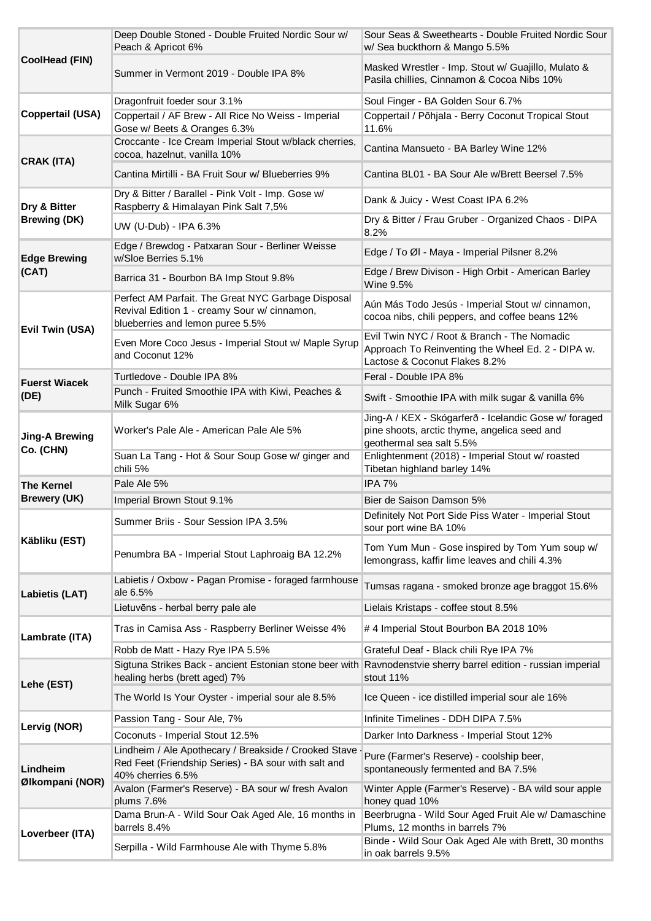| | | |
|---|---|---|
| **CoolHead (FIN)** | Deep Double Stoned - Double Fruited Nordic Sour w/ Peach & Apricot 6% | Sour Seas & Sweethearts - Double Fruited Nordic Sour w/ Sea buckthorn & Mango 5.5% |
| | Summer in Vermont 2019 - Double IPA 8% | Masked Wrestler - Imp. Stout w/ Guajillo, Mulato & Pasila chillies, Cinnamon & Cocoa Nibs 10% |
| **Coppertail (USA)** | Dragonfruit foeder sour 3.1% | Soul Finger - BA Golden Sour 6.7% |
| | Coppertail / AF Brew - All Rice No Weiss - Imperial Gose w/ Beets & Oranges 6.3% | Coppertail / Põhjala - Berry Coconut Tropical Stout 11.6% |
| **CRAK (ITA)** | Croccante - Ice Cream Imperial Stout w/black cherries, cocoa, hazelnut, vanilla 10% | Cantina Mansueto - BA Barley Wine 12% |
| | Cantina Mirtilli - BA Fruit Sour w/ Blueberries 9% | Cantina BL01 - BA Sour Ale w/Brett Beersel 7.5% |
| **Dry & Bitter Brewing (DK)** | Dry & Bitter / Barallel - Pink Volt - Imp. Gose w/ Raspberry & Himalayan Pink Salt 7,5% | Dank & Juicy - West Coast IPA 6.2% |
| | UW (U-Dub) - IPA 6.3% | Dry & Bitter / Frau Gruber - Organized Chaos - DIPA 8.2% |
| **Edge Brewing (CAT)** | Edge / Brewdog - Patxaran Sour - Berliner Weisse w/Sloe Berries 5.1% | Edge / To Øl - Maya - Imperial Pilsner 8.2% |
| | Barrica 31 - Bourbon BA Imp Stout 9.8% | Edge / Brew Divison - High Orbit - American Barley Wine 9.5% |
| **Evil Twin (USA)** | Perfect AM Parfait. The Great NYC Garbage Disposal Revival Edition 1 - creamy Sour w/ cinnamon, blueberries and lemon puree 5.5% | Aún Más Todo Jesús - Imperial Stout w/ cinnamon, cocoa nibs, chili peppers, and coffee beans 12% |
| | Even More Coco Jesus - Imperial Stout w/ Maple Syrup and Coconut 12% | Evil Twin NYC / Root & Branch - The Nomadic Approach To Reinventing the Wheel Ed. 2 - DIPA w. Lactose & Coconut Flakes 8.2% |
| **Fuerst Wiacek (DE)** | Turtledove - Double IPA 8% | Feral - Double IPA 8% |
| | Punch - Fruited Smoothie IPA with Kiwi, Peaches & Milk Sugar 6% | Swift - Smoothie IPA with milk sugar & vanilla 6% |
| **Jing-A Brewing Co. (CHN)** | Worker's Pale Ale - American Pale Ale 5% | Jing-A / KEX - Skógarferð - Icelandic Gose w/ foraged pine shoots, arctic thyme, angelica seed and geothermal sea salt 5.5% |
| | Suan La Tang - Hot & Sour Soup Gose w/ ginger and chili 5% | Enlightenment (2018) - Imperial Stout w/ roasted Tibetan highland barley 14% |
| **The Kernel Brewery (UK)** | Pale Ale 5% | IPA 7% |
| | Imperial Brown Stout 9.1% | Bier de Saison Damson 5% |
| **Käbliku (EST)** | Summer Briis - Sour Session IPA 3.5% | Definitely Not Port Side Piss Water - Imperial Stout sour port wine BA 10% |
| | Penumbra BA - Imperial Stout Laphroaig BA 12.2% | Tom Yum Mun - Gose inspired by Tom Yum soup w/ lemongrass, kaffir lime leaves and chili 4.3% |
| **Labietis (LAT)** | Labietis / Oxbow - Pagan Promise - foraged farmhouse ale 6.5% | Tumsas ragana - smoked bronze age braggot 15.6% |
| | Lietuvēns - herbal berry pale ale | Lielais Kristaps - coffee stout 8.5% |
| **Lambrate (ITA)** | Tras in Camisa Ass - Raspberry Berliner Weisse 4% | # 4 Imperial Stout Bourbon BA 2018 10% |
| | Robb de Matt - Hazy Rye IPA 5.5% | Grateful Deaf - Black chili Rye IPA 7% |
| **Lehe (EST)** | Sigtuna Strikes Back - ancient Estonian stone beer with healing herbs (brett aged) 7% | Ravnodenstvie sherry barrel edition - russian imperial stout 11% |
| | The World Is Your Oyster - imperial sour ale 8.5% | Ice Queen - ice distilled imperial sour ale 16% |
| **Lervig (NOR)** | Passion Tang - Sour Ale, 7% | Infinite Timelines - DDH DIPA 7.5% |
| | Coconuts - Imperial Stout 12.5% | Darker Into Darkness - Imperial Stout 12% |
| **Lindheim Ølkompani (NOR)** | Lindheim / Ale Apothecary / Breakside / Crooked Stave - Red Feet (Friendship Series) - BA sour with salt and 40% cherries 6.5% | Pure (Farmer's Reserve) - coolship beer, spontaneously fermented and BA 7.5% |
| | Avalon (Farmer's Reserve) - BA sour w/ fresh Avalon plums 7.6% | Winter Apple (Farmer's Reserve) - BA wild sour apple honey quad 10% |
| **Loverbeer (ITA)** | Dama Brun-A - Wild Sour Oak Aged Ale, 16 months in barrels 8.4% | Beerbrugna - Wild Sour Aged Fruit Ale w/ Damaschine Plums, 12 months in barrels 7% |
| | Serpilla - Wild Farmhouse Ale with Thyme 5.8% | Binde - Wild Sour Oak Aged Ale with Brett, 30 months in oak barrels 9.5% |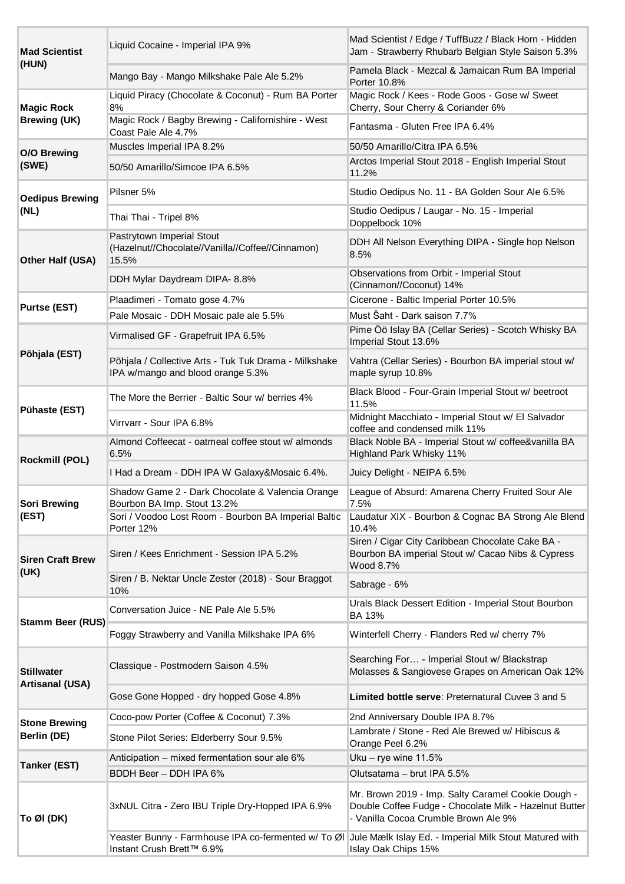| | | |
|---|---|---|
| **Mad Scientist (HUN)** | Liquid Cocaine - Imperial IPA 9% | Mad Scientist / Edge / TuffBuzz / Black Horn - Hidden Jam - Strawberry Rhubarb Belgian Style Saison 5.3% |
| | Mango Bay - Mango Milkshake Pale Ale 5.2% | Pamela Black - Mezcal & Jamaican Rum BA Imperial Porter 10.8% |
| **Magic Rock Brewing (UK)** | Liquid Piracy (Chocolate & Coconut) - Rum BA Porter 8% | Magic Rock / Kees - Rode Goos - Gose w/ Sweet Cherry, Sour Cherry & Coriander 6% |
| | Magic Rock / Bagby Brewing - Californishire - West Coast Pale Ale 4.7% | Fantasma - Gluten Free IPA 6.4% |
| **O/O Brewing (SWE)** | Muscles Imperial IPA 8.2% | 50/50 Amarillo/Citra IPA 6.5% |
| | 50/50 Amarillo/Simcoe IPA 6.5% | Arctos Imperial Stout 2018 - English Imperial Stout 11.2% |
| **Oedipus Brewing (NL)** | Pilsner 5% | Studio Oedipus No. 11 - BA Golden Sour Ale 6.5% |
| | Thai Thai - Tripel 8% | Studio Oedipus / Laugar - No. 15 - Imperial Doppelbock 10% |
| **Other Half (USA)** | Pastrytown Imperial Stout (Hazelnut//Chocolate//Vanilla//Coffee//Cinnamon) 15.5% | DDH All Nelson Everything DIPA - Single hop Nelson 8.5% |
| | DDH Mylar Daydream DIPA- 8.8% | Observations from Orbit - Imperial Stout (Cinnamon//Coconut) 14% |
| **Purtse (EST)** | Plaadimeri - Tomato gose 4.7% | Cicerone - Baltic Imperial Porter 10.5% |
| | Pale Mosaic - DDH Mosaic pale ale 5.5% | Must Šaht - Dark saison 7.7% |
| **Põhjala (EST)** | Virmalised GF - Grapefruit IPA 6.5% | Pime Öö Islay BA (Cellar Series) - Scotch Whisky BA Imperial Stout 13.6% |
| | Põhjala / Collective Arts - Tuk Tuk Drama - Milkshake IPA w/mango and blood orange 5.3% | Vahtra (Cellar Series) - Bourbon BA imperial stout w/ maple syrup 10.8% |
| **Pühaste (EST)** | The More the Berrier - Baltic Sour w/ berries 4% | Black Blood - Four-Grain Imperial Stout w/ beetroot 11.5% |
| | Virrvarr - Sour IPA 6.8% | Midnight Macchiato - Imperial Stout w/ El Salvador coffee and condensed milk 11% |
| **Rockmill (POL)** | Almond Coffeecat - oatmeal coffee stout w/ almonds 6.5% | Black Noble BA - Imperial Stout w/ coffee&vanilla BA Highland Park Whisky 11% |
| | I Had a Dream - DDH IPA W Galaxy&Mosaic 6.4%. | Juicy Delight - NEIPA 6.5% |
| **Sori Brewing (EST)** | Shadow Game 2 - Dark Chocolate & Valencia Orange Bourbon BA Imp. Stout 13.2% | League of Absurd: Amarena Cherry Fruited Sour Ale 7.5% |
| | Sori / Voodoo Lost Room - Bourbon BA Imperial Baltic Porter 12% | Laudatur XIX - Bourbon & Cognac BA Strong Ale Blend 10.4% |
| **Siren Craft Brew (UK)** | Siren / Kees Enrichment - Session IPA 5.2% | Siren / Cigar City Caribbean Chocolate Cake BA - Bourbon BA imperial Stout w/ Cacao Nibs & Cypress Wood 8.7% |
| | Siren / B. Nektar Uncle Zester (2018) - Sour Braggot 10% | Sabrage - 6% |
| **Stamm Beer (RUS)** | Conversation Juice - NE Pale Ale 5.5% | Urals Black Dessert Edition - Imperial Stout Bourbon BA 13% |
| | Foggy Strawberry and Vanilla Milkshake IPA 6% | Winterfell Cherry - Flanders Red w/ cherry 7% |
| **Stillwater Artisanal (USA)** | Classique - Postmodern Saison 4.5% | Searching For… - Imperial Stout w/ Blackstrap Molasses & Sangiovese Grapes on American Oak 12% |
| | Gose Gone Hopped - dry hopped Gose 4.8% | **Limited bottle serve**: Preternatural Cuvee 3 and 5 |
| **Stone Brewing Berlin (DE)** | Coco-pow Porter (Coffee & Coconut) 7.3% | 2nd Anniversary Double IPA 8.7% |
| | Stone Pilot Series: Elderberry Sour 9.5% | Lambrate / Stone - Red Ale Brewed w/ Hibiscus & Orange Peel 6.2% |
| **Tanker (EST)** | Anticipation – mixed fermentation sour ale 6% | Uku – rye wine 11.5% |
| | BDDH Beer – DDH IPA 6% | Olutsatama – brut IPA 5.5% |
| **To Øl (DK)** | 3xNUL Citra - Zero IBU Triple Dry-Hopped IPA 6.9% | Mr. Brown 2019 - Imp. Salty Caramel Cookie Dough - Double Coffee Fudge - Chocolate Milk - Hazelnut Butter - Vanilla Cocoa Crumble Brown Ale 9% |
| | Yeaster Bunny - Farmhouse IPA co-fermented w/ To Øl Instant Crush Brett™ 6.9% | Jule Mælk Islay Ed. - Imperial Milk Stout Matured with Islay Oak Chips 15% |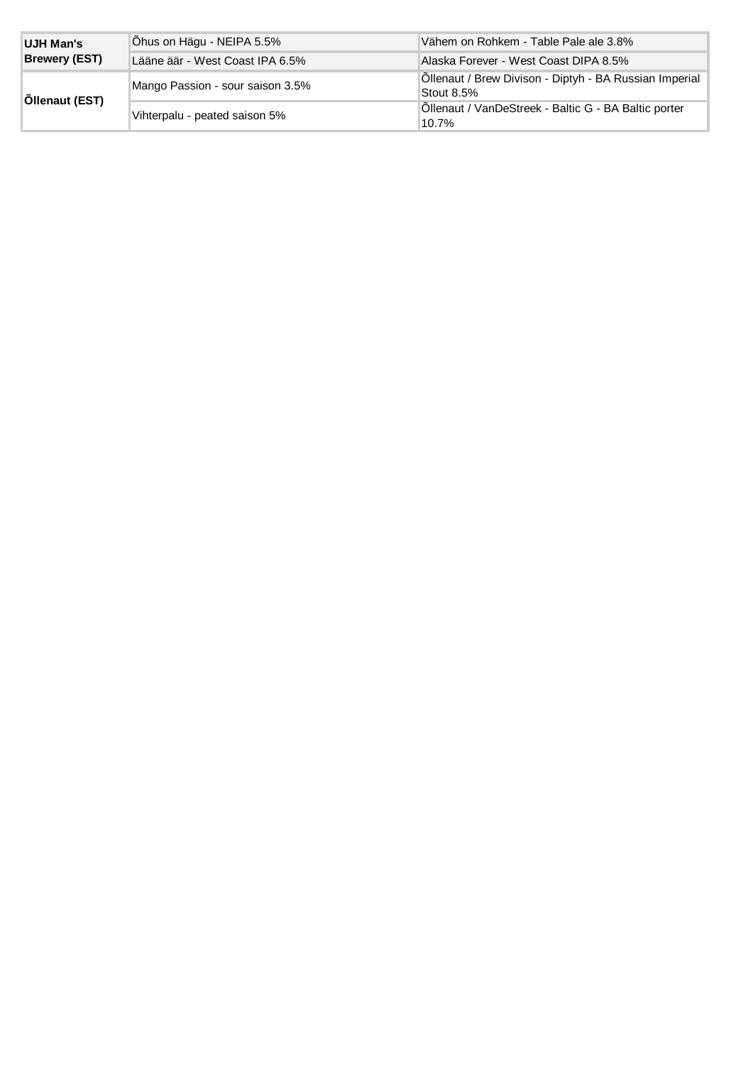| | | |
|---|---|---|
| **UJH Man's Brewery (EST)** | Õhus on Hägu - NEIPA 5.5% | Vähem on Rohkem - Table Pale ale 3.8% |
| | Lääne äär - West Coast IPA 6.5% | Alaska Forever - West Coast DIPA 8.5% |
| **Õllenaut (EST)** | Mango Passion - sour saison 3.5% | Õllenaut / Brew Divison - Diptyh - BA Russian Imperial Stout 8.5% |
| | Vihterpalu - peated saison 5% | Õllenaut / VanDeStreek - Baltic G - BA Baltic porter 10.7% |